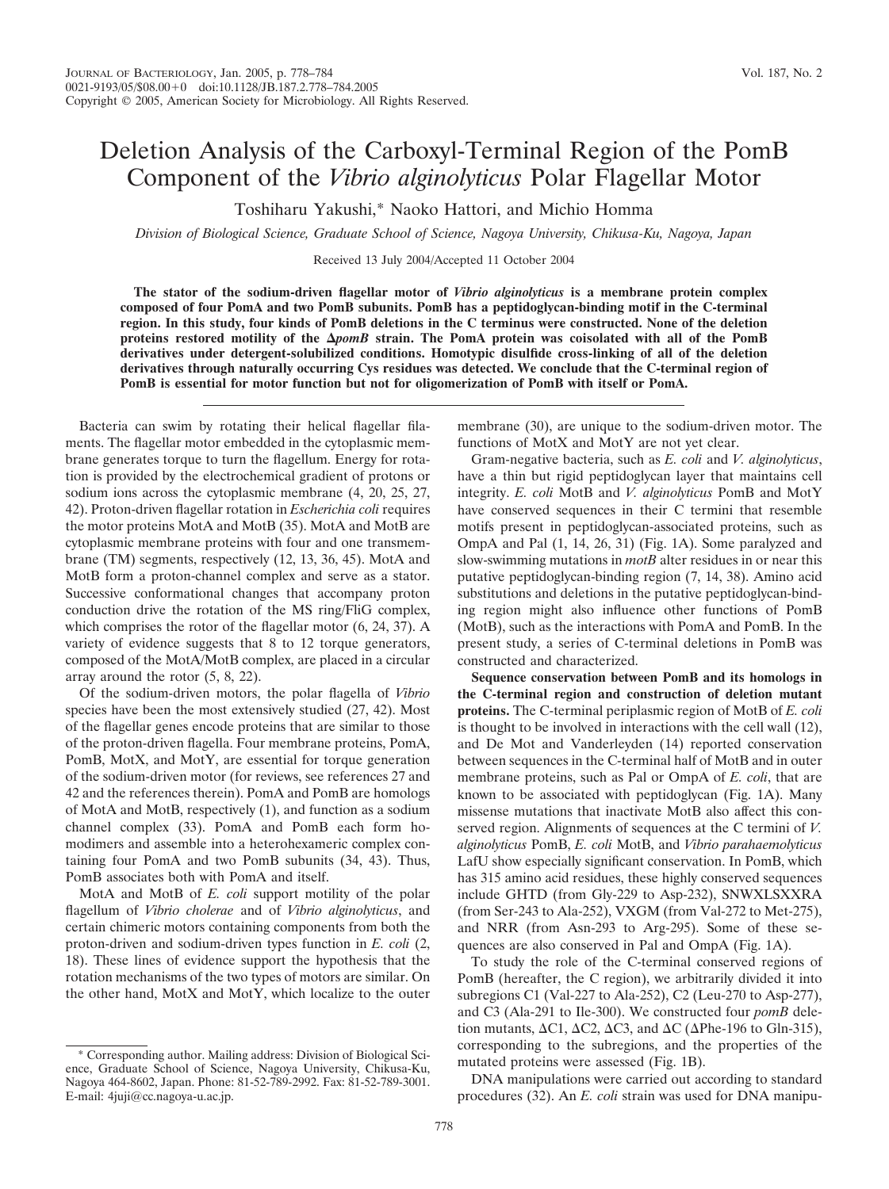# Deletion Analysis of the Carboxyl-Terminal Region of the PomB Component of the *Vibrio alginolyticus* Polar Flagellar Motor

Toshiharu Yakushi,* Naoko Hattori, and Michio Homma

*Division of Biological Science, Graduate School of Science, Nagoya University, Chikusa-Ku, Nagoya, Japan*

Received 13 July 2004/Accepted 11 October 2004

**The stator of the sodium-driven flagellar motor of *Vibrio alginolyticus* is a membrane protein complex composed of four PomA and two PomB subunits. PomB has a peptidoglycan-binding motif in the C-terminal region. In this study, four kinds of PomB deletions in the C terminus were constructed. None of the deletion proteins restored motility of the Δ*pomB* strain. The PomA protein was coisolated with all of the PomB derivatives under detergent-solubilized conditions. Homotypic disulfide cross-linking of all of the deletion derivatives through naturally occurring Cys residues was detected. We conclude that the C-terminal region of PomB is essential for motor function but not for oligomerization of PomB with itself or PomA.**

Bacteria can swim by rotating their helical flagellar filaments. The flagellar motor embedded in the cytoplasmic membrane generates torque to turn the flagellum. Energy for rotation is provided by the electrochemical gradient of protons or sodium ions across the cytoplasmic membrane (4, 20, 25, 27, 42). Proton-driven flagellar rotation in *Escherichia coli* requires the motor proteins MotA and MotB (35). MotA and MotB are cytoplasmic membrane proteins with four and one transmembrane (TM) segments, respectively (12, 13, 36, 45). MotA and MotB form a proton-channel complex and serve as a stator. Successive conformational changes that accompany proton conduction drive the rotation of the MS ring/FliG complex, which comprises the rotor of the flagellar motor (6, 24, 37). A variety of evidence suggests that 8 to 12 torque generators, composed of the MotA/MotB complex, are placed in a circular array around the rotor (5, 8, 22).

Of the sodium-driven motors, the polar flagella of *Vibrio* species have been the most extensively studied (27, 42). Most of the flagellar genes encode proteins that are similar to those of the proton-driven flagella. Four membrane proteins, PomA, PomB, MotX, and MotY, are essential for torque generation of the sodium-driven motor (for reviews, see references 27 and 42 and the references therein). PomA and PomB are homologs of MotA and MotB, respectively (1), and function as a sodium channel complex (33). PomA and PomB each form homodimers and assemble into a heterohexameric complex containing four PomA and two PomB subunits (34, 43). Thus, PomB associates both with PomA and itself.

MotA and MotB of *E. coli* support motility of the polar flagellum of *Vibrio cholerae* and of *Vibrio alginolyticus*, and certain chimeric motors containing components from both the proton-driven and sodium-driven types function in *E. coli* (2, 18). These lines of evidence support the hypothesis that the rotation mechanisms of the two types of motors are similar. On the other hand, MotX and MotY, which localize to the outer membrane (30), are unique to the sodium-driven motor. The functions of MotX and MotY are not yet clear.

Gram-negative bacteria, such as *E. coli* and *V. alginolyticus*, have a thin but rigid peptidoglycan layer that maintains cell integrity. *E. coli* MotB and *V. alginolyticus* PomB and MotY have conserved sequences in their C termini that resemble motifs present in peptidoglycan-associated proteins, such as OmpA and Pal (1, 14, 26, 31) (Fig. 1A). Some paralyzed and slow-swimming mutations in *motB* alter residues in or near this putative peptidoglycan-binding region (7, 14, 38). Amino acid substitutions and deletions in the putative peptidoglycan-binding region might also influence other functions of PomB (MotB), such as the interactions with PomA and PomB. In the present study, a series of C-terminal deletions in PomB was constructed and characterized.

**Sequence conservation between PomB and its homologs in the C-terminal region and construction of deletion mutant proteins.** The C-terminal periplasmic region of MotB of *E. coli* is thought to be involved in interactions with the cell wall (12), and De Mot and Vanderleyden (14) reported conservation between sequences in the C-terminal half of MotB and in outer membrane proteins, such as Pal or OmpA of *E. coli*, that are known to be associated with peptidoglycan (Fig. 1A). Many missense mutations that inactivate MotB also affect this conserved region. Alignments of sequences at the C termini of *V. alginolyticus* PomB, *E. coli* MotB, and *Vibrio parahaemolyticus* LafU show especially significant conservation. In PomB, which has 315 amino acid residues, these highly conserved sequences include GHTD (from Gly-229 to Asp-232), SNWXLSXXRA (from Ser-243 to Ala-252), VXGM (from Val-272 to Met-275), and NRR (from Asn-293 to Arg-295). Some of these sequences are also conserved in Pal and OmpA (Fig. 1A).

To study the role of the C-terminal conserved regions of PomB (hereafter, the C region), we arbitrarily divided it into subregions C1 (Val-227 to Ala-252), C2 (Leu-270 to Asp-277), and C3 (Ala-291 to Ile-300). We constructed four *pomB* deletion mutants, ΔC1, ΔC2, ΔC3, and ΔC (ΔPhe-196 to Gln-315), corresponding to the subregions, and the properties of the mutated proteins were assessed (Fig. 1B).

DNA manipulations were carried out according to standard procedures (32). An *E. coli* strain was used for DNA manipu-

\* Corresponding author. Mailing address: Division of Biological Science, Graduate School of Science, Nagoya University, Chikusa-Ku, Nagoya 464-8602, Japan. Phone: 81-52-789-2992. Fax: 81-52-789-3001. E-mail: 4juji@cc.nagoya-u.ac.jp.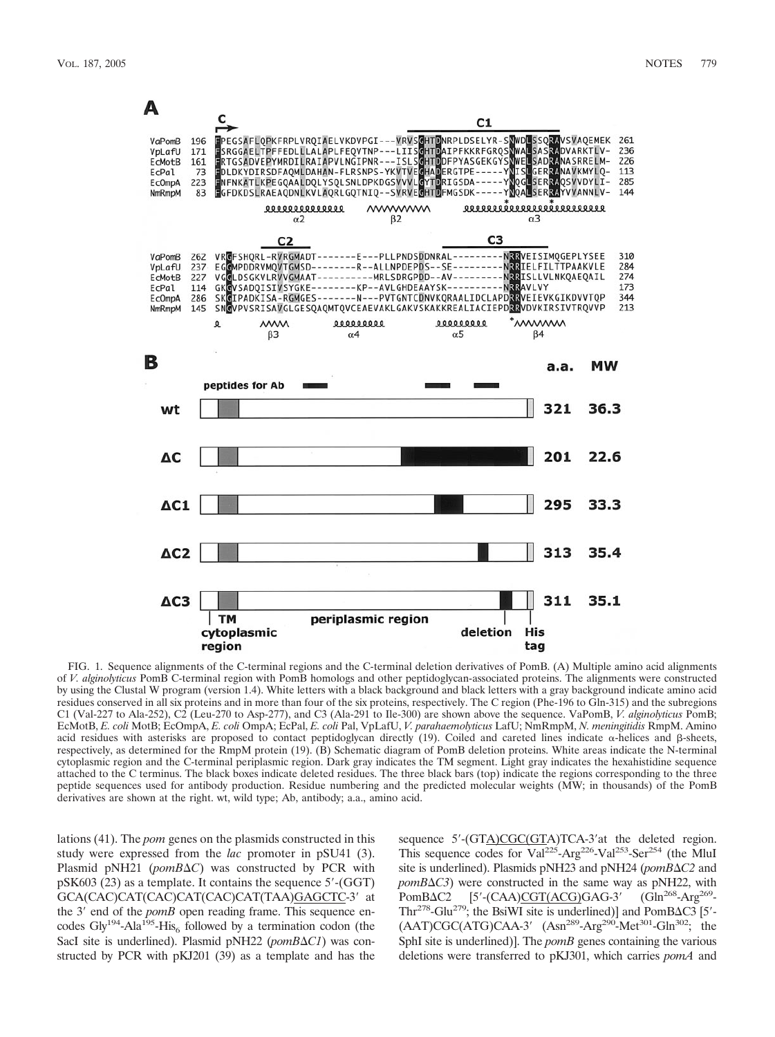FIG. 1. Sequence alignments of the C-terminal regions and the C-terminal deletion derivatives of PomB. (A) Multiple amino acid alignments of *V. alginolyticus* PomB C-terminal region with PomB homologs and other peptidoglycan-associated proteins. The alignments were constructed by using the Clustal W program (version 1.4). White letters with a black background and black letters with a gray background indicate amino acid residues conserved in all six proteins and in more than four of the six proteins, respectively. The C region (Phe-196 to Gln-315) and the subregions C1 (Val-227 to Ala-252), C2 (Leu-270 to Asp-277), and C3 (Ala-291 to Ile-300) are shown above the sequence. VaPomB, *V. alginolyticus* PomB; EcMotB, *E. coli* MotB; EcOmpA, *E. coli* OmpA; EcPal, *E. coli* Pal, VpLafU, *V. parahaemolyticus* LafU; NmRmpM, *N. meningitidis* RmpM. Amino acid residues with asterisks are proposed to contact peptidoglycan directly (19). Coiled and careted lines indicate α-helices and β-sheets, respectively, as determined for the RmpM protein (19). (B) Schematic diagram of PomB deletion proteins. White areas indicate the N-terminal cytoplasmic region and the C-terminal periplasmic region. Dark gray indicates the TM segment. Light gray indicates the hexahistidine sequence attached to the C terminus. The black boxes indicate deleted residues. The three black bars (top) indicate the regions corresponding to the three peptide sequences used for antibody production. Residue numbering and the predicted molecular weights (MW; in thousands) of the PomB derivatives are shown at the right. wt, wild type; Ab, antibody; a.a., amino acid.

lations (41). The *pom* genes on the plasmids constructed in this study were expressed from the *lac* promoter in pSU41 (3). Plasmid pNH21 (*pomB*ΔC) was constructed by PCR with pSK603 (23) as a template. It contains the sequence 5′-(GGT) GCA(CAC)CAT(CAC)CAT(CAC)CAT(TAA)GAGCTC-3′ at the 3′ end of the *pomB* open reading frame. This sequence encodes Gly[194]-Ala[195]-His$_6$ followed by a termination codon (the SacI site is underlined). Plasmid pNH22 (*pomB*Δ*C1*) was constructed by PCR with pKJ201 (39) as a template and has the sequence 5′-(GTA)CGC(GTA)TCA-3′at the deleted region. This sequence codes for Val[225]-Arg[226]-Val[253]-Ser[254] (the MluI site is underlined). Plasmids pNH23 and pNH24 (*pomB*Δ*C2* and *pomB*Δ*C3*) were constructed in the same way as pNH22, with PomBΔC2 [5′-(CAA)CGT(ACG)GAG-3′ (Gln[268]-Arg[269]-Thr[278]-Glu[279]; the BsiWI site is underlined)] and PomBΔC3 [5′-(AAT)CGC(ATG)CAA-3′ (Asn[289]-Arg[290]-Met[301]-Gln[302]; the SphI site is underlined)]. The *pomB* genes containing the various deletions were transferred to pKJ301, which carries *pomA* and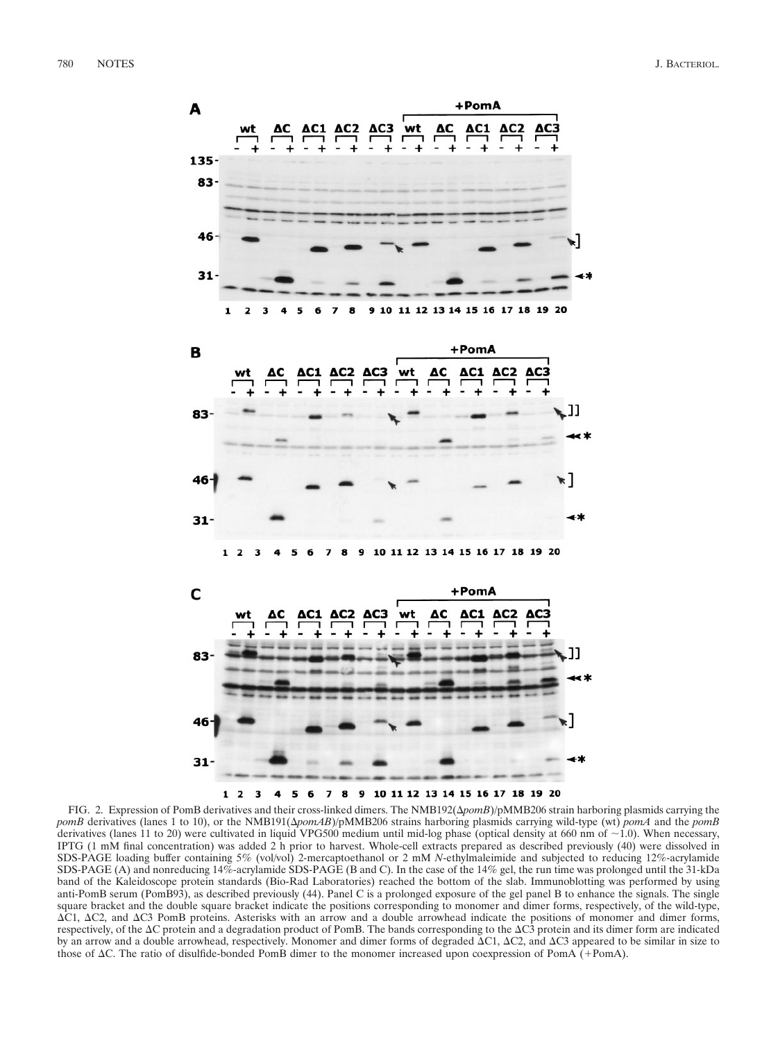FIG. 2. Expression of PomB derivatives and their cross-linked dimers. The NMB192(Δ*pomB*)/pMMB206 strain harboring plasmids carrying the *pomB* derivatives (lanes 1 to 10), or the NMB191(Δ*pomAB*)/pMMB206 strains harboring plasmids carrying wild-type (wt) *pomA* and the *pomB* derivatives (lanes 11 to 20) were cultivated in liquid VPG500 medium until mid-log phase (optical density at 660 nm of ~1.0). When necessary, IPTG (1 mM final concentration) was added 2 h prior to harvest. Whole-cell extracts prepared as described previously (40) were dissolved in SDS-PAGE loading buffer containing 5% (vol/vol) 2-mercaptoethanol or 2 mM *N*-ethylmaleimide and subjected to reducing 12%-acrylamide SDS-PAGE (A) and nonreducing 14%-acrylamide SDS-PAGE (B and C). In the case of the 14% gel, the run time was prolonged until the 31-kDa band of the Kaleidoscope protein standards (Bio-Rad Laboratories) reached the bottom of the slab. Immunoblotting was performed by using anti-PomB serum (PomB93), as described previously (44). Panel C is a prolonged exposure of the gel panel B to enhance the signals. The single square bracket and the double square bracket indicate the positions corresponding to monomer and dimer forms, respectively, of the wild-type, ΔC1, ΔC2, and ΔC3 PomB proteins. Asterisks with an arrow and a double arrowhead indicate the positions of monomer and dimer forms, respectively, of the ΔC protein and a degradation product of PomB. The bands corresponding to the ΔC3 protein and its dimer form are indicated by an arrow and a double arrowhead, respectively. Monomer and dimer forms of degraded ΔC1, ΔC2, and ΔC3 appeared to be similar in size to those of ΔC. The ratio of disulfide-bonded PomB dimer to the monomer increased upon coexpression of PomA (+PomA).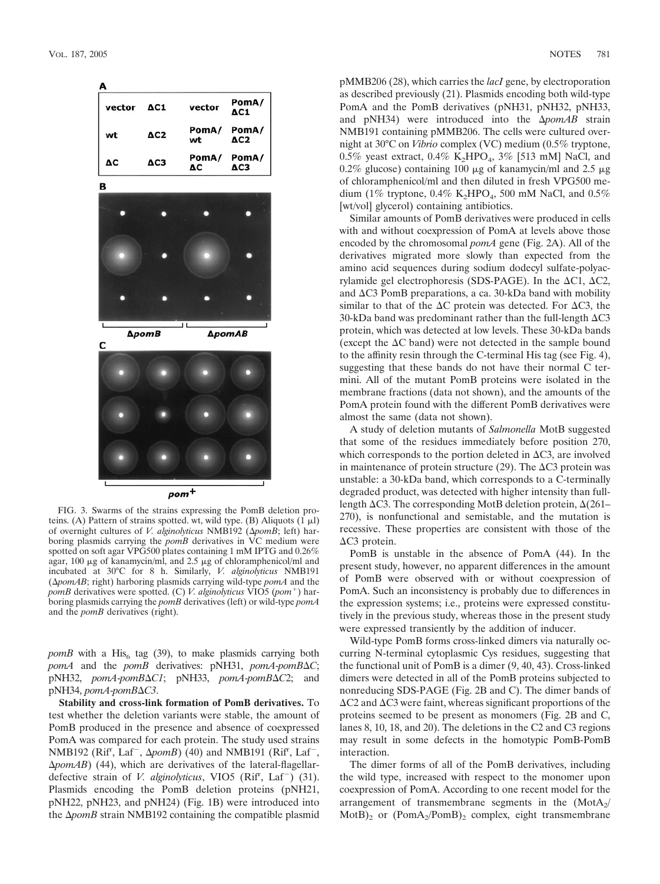A

| vector | ΔC1 | vector | PomA/ ΔC1 |
| --- | --- | --- | --- |
| wt | ΔC2 | PomA/ wt | PomA/ ΔC2 |
| ΔC | ΔC3 | PomA/ ΔC | PomA/ ΔC3 |

B

ΔpomB    ΔpomAB

C

pom+

FIG. 3. Swarms of the strains expressing the PomB deletion proteins. (A) Pattern of strains spotted. wt, wild type. (B) Aliquots (1 μl) of overnight cultures of *V. alginolyticus* NMB192 (Δ*pomB*; left) harboring plasmids carrying the *pomB* derivatives in VC medium were spotted on soft agar VPG500 plates containing 1 mM IPTG and 0.26% agar, 100 μg of kanamycin/ml, and 2.5 μg of chloramphenicol/ml and incubated at 30°C for 8 h. Similarly, *V. alginolyticus* NMB191 (Δ*pomAB*; right) harboring plasmids carrying wild-type *pomA* and the *pomB* derivatives were spotted. (C) *V. alginolyticus* VIO5 (*pom*+) harboring plasmids carrying the *pomB* derivatives (left) or wild-type *pomA* and the *pomB* derivatives (right).

*pomB* with a $His_6$ tag (39), to make plasmids carrying both *pomA* and the *pomB* derivatives: pNH31, *pomA-pomB*Δ*C*; pNH32, *pomA-pomB*Δ*C1*; pNH33, *pomA-pomB*Δ*C2*; and pNH34, *pomA-pomB*Δ*C3*.

**Stability and cross-link formation of PomB derivatives.** To test whether the deletion variants were stable, the amount of PomB produced in the presence and absence of coexpressed PomA was compared for each protein. The study used strains NMB192 ($Rif^r$, $Laf^-$, Δ*pomB*) (40) and NMB191 ($Rif^r$, $Laf^-$, Δ*pomAB*) (44), which are derivatives of the lateral-flagellar-defective strain of *V. alginolyticus*, VIO5 ($Rif^r$, $Laf^-$) (31). Plasmids encoding the PomB deletion proteins (pNH21, pNH22, pNH23, and pNH24) (Fig. 1B) were introduced into the Δ*pomB* strain NMB192 containing the compatible plasmid pMMB206 (28), which carries the *lacI* gene, by electroporation as described previously (21). Plasmids encoding both wild-type PomA and the PomB derivatives (pNH31, pNH32, pNH33, and pNH34) were introduced into the Δ*pomAB* strain NMB191 containing pMMB206. The cells were cultured overnight at 30°C on *Vibrio* complex (VC) medium (0.5% tryptone, 0.5% yeast extract, 0.4% $K_2HPO_4$, 3% [513 mM] NaCl, and 0.2% glucose) containing 100 μg of kanamycin/ml and 2.5 μg of chloramphenicol/ml and then diluted in fresh VPG500 medium (1% tryptone, 0.4% $K_2HPO_4$, 500 mM NaCl, and 0.5% [wt/vol] glycerol) containing antibiotics.

Similar amounts of PomB derivatives were produced in cells with and without coexpression of PomA at levels above those encoded by the chromosomal *pomA* gene (Fig. 2A). All of the derivatives migrated more slowly than expected from the amino acid sequences during sodium dodecyl sulfate-polyacrylamide gel electrophoresis (SDS-PAGE). In the ΔC1, ΔC2, and ΔC3 PomB preparations, a ca. 30-kDa band with mobility similar to that of the ΔC protein was detected. For ΔC3, the 30-kDa band was predominant rather than the full-length ΔC3 protein, which was detected at low levels. These 30-kDa bands (except the ΔC band) were not detected in the sample bound to the affinity resin through the C-terminal His tag (see Fig. 4), suggesting that these bands do not have their normal C termini. All of the mutant PomB proteins were isolated in the membrane fractions (data not shown), and the amounts of the PomA protein found with the different PomB derivatives were almost the same (data not shown).

A study of deletion mutants of *Salmonella* MotB suggested that some of the residues immediately before position 270, which corresponds to the portion deleted in ΔC3, are involved in maintenance of protein structure (29). The ΔC3 protein was unstable: a 30-kDa band, which corresponds to a C-terminally degraded product, was detected with higher intensity than full-length ΔC3. The corresponding MotB deletion protein, Δ(261–270), is nonfunctional and semistable, and the mutation is recessive. These properties are consistent with those of the ΔC3 protein.

PomB is unstable in the absence of PomA (44). In the present study, however, no apparent differences in the amount of PomB were observed with or without coexpression of PomA. Such an inconsistency is probably due to differences in the expression systems; i.e., proteins were expressed constitutively in the previous study, whereas those in the present study were expressed transiently by the addition of inducer.

Wild-type PomB forms cross-linked dimers via naturally occurring N-terminal cytoplasmic Cys residues, suggesting that the functional unit of PomB is a dimer (9, 40, 43). Cross-linked dimers were detected in all of the PomB proteins subjected to nonreducing SDS-PAGE (Fig. 2B and C). The dimer bands of ΔC2 and ΔC3 were faint, whereas significant proportions of the proteins seemed to be present as monomers (Fig. 2B and C, lanes 8, 10, 18, and 20). The deletions in the C2 and C3 regions may result in some defects in the homotypic PomB-PomB interaction.

The dimer forms of all of the PomB derivatives, including the wild type, increased with respect to the monomer upon coexpression of PomA. According to one recent model for the arrangement of transmembrane segments in the $(MotA_2/MotB)_2$ or $(PomA_2/PomB)_2$ complex, eight transmembrane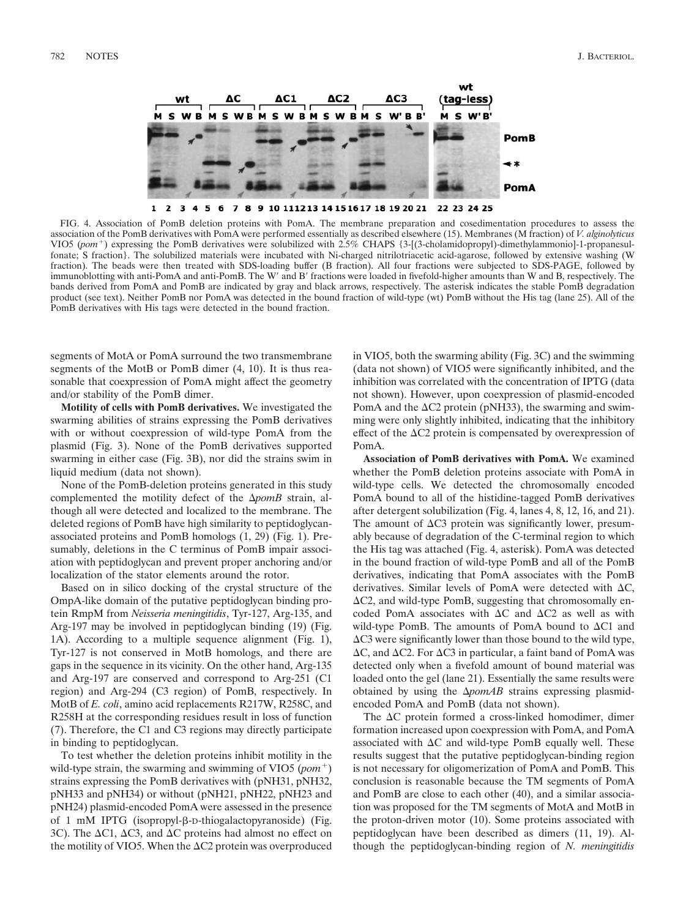FIG. 4. Association of PomB deletion proteins with PomA. The membrane preparation and cosedimentation procedures to assess the association of the PomB derivatives with PomA were performed essentially as described elsewhere (15). Membranes (M fraction) of *V. alginolyticus* VIO5 ($pom^+$) expressing the PomB derivatives were solubilized with 2.5% CHAPS {3-[(3-cholamidopropyl)-dimethylammonio]-1-propanesulfonate; S fraction}. The solubilized materials were incubated with Ni-charged nitrilotriacetic acid-agarose, followed by extensive washing (W fraction). The beads were then treated with SDS-loading buffer (B fraction). All four fractions were subjected to SDS-PAGE, followed by immunoblotting with anti-PomA and anti-PomB. The W′ and B′ fractions were loaded in fivefold-higher amounts than W and B, respectively. The bands derived from PomA and PomB are indicated by gray and black arrows, respectively. The asterisk indicates the stable PomB degradation product (see text). Neither PomB nor PomA was detected in the bound fraction of wild-type (wt) PomB without the His tag (lane 25). All of the PomB derivatives with His tags were detected in the bound fraction.

segments of MotA or PomA surround the two transmembrane segments of the MotB or PomB dimer (4, 10). It is thus reasonable that coexpression of PomA might affect the geometry and/or stability of the PomB dimer.

**Motility of cells with PomB derivatives.** We investigated the swarming abilities of strains expressing the PomB derivatives with or without coexpression of wild-type PomA from the plasmid (Fig. 3). None of the PomB derivatives supported swarming in either case (Fig. 3B), nor did the strains swim in liquid medium (data not shown).

None of the PomB-deletion proteins generated in this study complemented the motility defect of the Δ*pomB* strain, although all were detected and localized to the membrane. The deleted regions of PomB have high similarity to peptidoglycan-associated proteins and PomB homologs (1, 29) (Fig. 1). Presumably, deletions in the C terminus of PomB impair association with peptidoglycan and prevent proper anchoring and/or localization of the stator elements around the rotor.

Based on in silico docking of the crystal structure of the OmpA-like domain of the putative peptidoglycan binding protein RmpM from *Neisseria meningitidis*, Tyr-127, Arg-135, and Arg-197 may be involved in peptidoglycan binding (19) (Fig. 1A). According to a multiple sequence alignment (Fig. 1), Tyr-127 is not conserved in MotB homologs, and there are gaps in the sequence in its vicinity. On the other hand, Arg-135 and Arg-197 are conserved and correspond to Arg-251 (C1 region) and Arg-294 (C3 region) of PomB, respectively. In MotB of *E. coli*, amino acid replacements R217W, R258C, and R258H at the corresponding residues result in loss of function (7). Therefore, the C1 and C3 regions may directly participate in binding to peptidoglycan.

To test whether the deletion proteins inhibit motility in the wild-type strain, the swarming and swimming of VIO5 ($pom^+$) strains expressing the PomB derivatives with (pNH31, pNH32, pNH33 and pNH34) or without (pNH21, pNH22, pNH23 and pNH24) plasmid-encoded PomA were assessed in the presence of 1 mM IPTG (isopropyl-β-D-thiogalactopyranoside) (Fig. 3C). The ΔC1, ΔC3, and ΔC proteins had almost no effect on the motility of VIO5. When the ΔC2 protein was overproduced in VIO5, both the swarming ability (Fig. 3C) and the swimming (data not shown) of VIO5 were significantly inhibited, and the inhibition was correlated with the concentration of IPTG (data not shown). However, upon coexpression of plasmid-encoded PomA and the ΔC2 protein (pNH33), the swarming and swimming were only slightly inhibited, indicating that the inhibitory effect of the ΔC2 protein is compensated by overexpression of PomA.

**Association of PomB derivatives with PomA.** We examined whether the PomB deletion proteins associate with PomA in wild-type cells. We detected the chromosomally encoded PomA bound to all of the histidine-tagged PomB derivatives after detergent solubilization (Fig. 4, lanes 4, 8, 12, 16, and 21). The amount of ΔC3 protein was significantly lower, presumably because of degradation of the C-terminal region to which the His tag was attached (Fig. 4, asterisk). PomA was detected in the bound fraction of wild-type PomB and all of the PomB derivatives, indicating that PomA associates with the PomB derivatives. Similar levels of PomA were detected with ΔC, ΔC2, and wild-type PomB, suggesting that chromosomally encoded PomA associates with ΔC and ΔC2 as well as with wild-type PomB. The amounts of PomA bound to ΔC1 and ΔC3 were significantly lower than those bound to the wild type, ΔC, and ΔC2. For ΔC3 in particular, a faint band of PomA was detected only when a fivefold amount of bound material was loaded onto the gel (lane 21). Essentially the same results were obtained by using the Δ*pomAB* strains expressing plasmid-encoded PomA and PomB (data not shown).

The ΔC protein formed a cross-linked homodimer, dimer formation increased upon coexpression with PomA, and PomA associated with ΔC and wild-type PomB equally well. These results suggest that the putative peptidoglycan-binding region is not necessary for oligomerization of PomA and PomB. This conclusion is reasonable because the TM segments of PomA and PomB are close to each other (40), and a similar association was proposed for the TM segments of MotA and MotB in the proton-driven motor (10). Some proteins associated with peptidoglycan have been described as dimers (11, 19). Although the peptidoglycan-binding region of *N. meningitidis*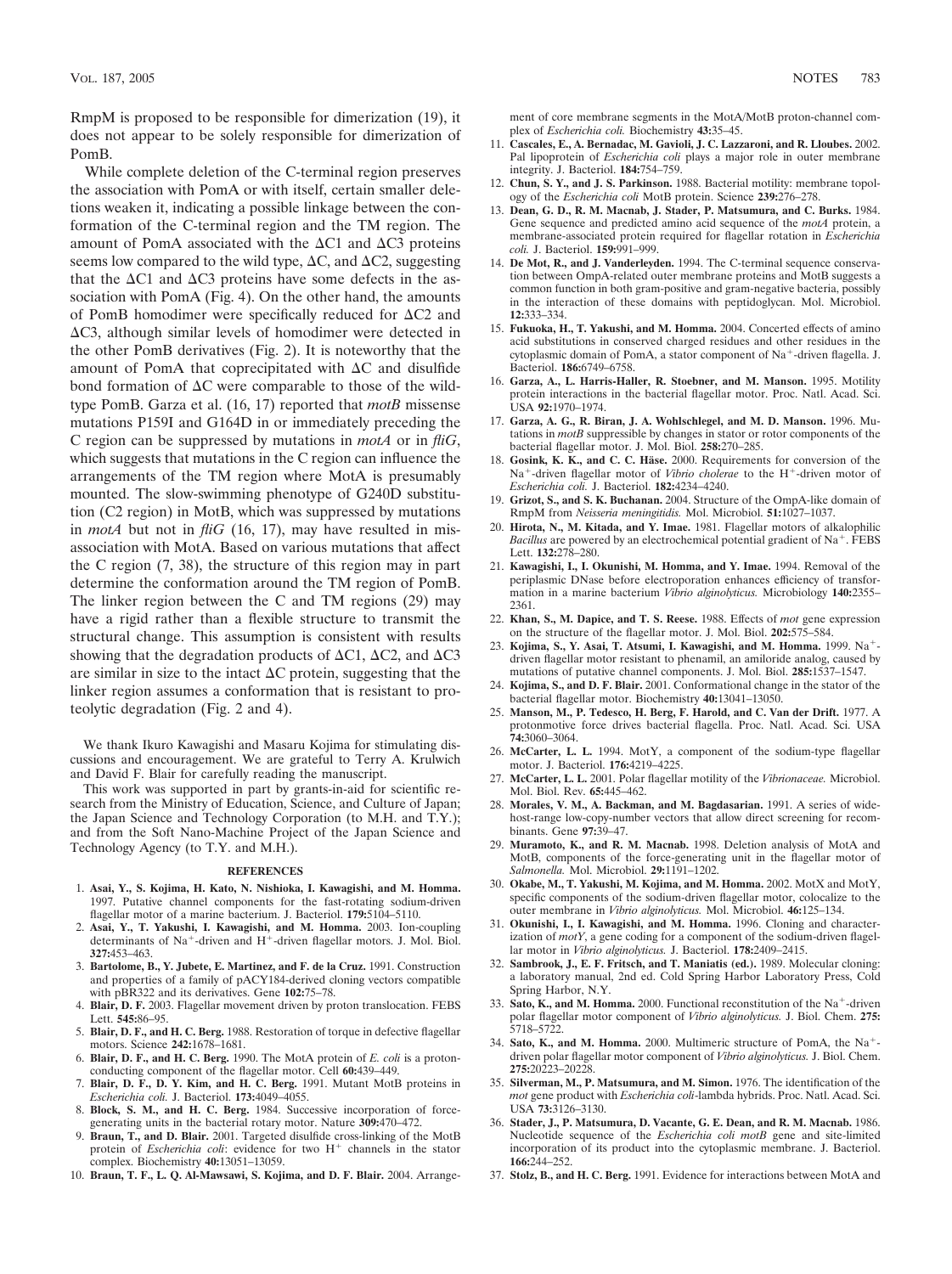RmpM is proposed to be responsible for dimerization (19), it does not appear to be solely responsible for dimerization of PomB.

While complete deletion of the C-terminal region preserves the association with PomA or with itself, certain smaller deletions weaken it, indicating a possible linkage between the conformation of the C-terminal region and the TM region. The amount of PomA associated with the ΔC1 and ΔC3 proteins seems low compared to the wild type, ΔC, and ΔC2, suggesting that the ΔC1 and ΔC3 proteins have some defects in the association with PomA (Fig. 4). On the other hand, the amounts of PomB homodimer were specifically reduced for ΔC2 and ΔC3, although similar levels of homodimer were detected in the other PomB derivatives (Fig. 2). It is noteworthy that the amount of PomA that coprecipitated with ΔC and disulfide bond formation of ΔC were comparable to those of the wild-type PomB. Garza et al. (16, 17) reported that *motB* missense mutations P159I and G164D in or immediately preceding the C region can be suppressed by mutations in *motA* or in *fliG*, which suggests that mutations in the C region can influence the arrangements of the TM region where MotA is presumably mounted. The slow-swimming phenotype of G240D substitution (C2 region) in MotB, which was suppressed by mutations in *motA* but not in *fliG* (16, 17), may have resulted in misassociation with MotA. Based on various mutations that affect the C region (7, 38), the structure of this region may in part determine the conformation around the TM region of PomB. The linker region between the C and TM regions (29) may have a rigid rather than a flexible structure to transmit the structural change. This assumption is consistent with results showing that the degradation products of ΔC1, ΔC2, and ΔC3 are similar in size to the intact ΔC protein, suggesting that the linker region assumes a conformation that is resistant to proteolytic degradation (Fig. 2 and 4).

We thank Ikuro Kawagishi and Masaru Kojima for stimulating discussions and encouragement. We are grateful to Terry A. Krulwich and David F. Blair for carefully reading the manuscript.

This work was supported in part by grants-in-aid for scientific research from the Ministry of Education, Science, and Culture of Japan; the Japan Science and Technology Corporation (to M.H. and T.Y.); and from the Soft Nano-Machine Project of the Japan Science and Technology Agency (to T.Y. and M.H.).

## REFERENCES

1. **Asai, Y., S. Kojima, H. Kato, N. Nishioka, I. Kawagishi, and M. Homma.** 1997. Putative channel components for the fast-rotating sodium-driven flagellar motor of a marine bacterium. J. Bacteriol. **179:**5104–5110.
2. **Asai, Y., T. Yakushi, I. Kawagishi, and M. Homma.** 2003. Ion-coupling determinants of $Na^+$-driven and $H^+$-driven flagellar motors. J. Mol. Biol. **327:**453–463.
3. **Bartolome, B., Y. Jubete, E. Martinez, and F. de la Cruz.** 1991. Construction and properties of a family of pACY184-derived cloning vectors compatible with pBR322 and its derivatives. Gene **102:**75–78.
4. **Blair, D. F.** 2003. Flagellar movement driven by proton translocation. FEBS Lett. **545:**86–95.
5. **Blair, D. F., and H. C. Berg.** 1988. Restoration of torque in defective flagellar motors. Science **242:**1678–1681.
6. **Blair, D. F., and H. C. Berg.** 1990. The MotA protein of *E. coli* is a proton-conducting component of the flagellar motor. Cell **60:**439–449.
7. **Blair, D. F., D. Y. Kim, and H. C. Berg.** 1991. Mutant MotB proteins in *Escherichia coli.* J. Bacteriol. **173:**4049–4055.
8. **Block, S. M., and H. C. Berg.** 1984. Successive incorporation of force-generating units in the bacterial rotary motor. Nature **309:**470–472.
9. **Braun, T., and D. Blair.** 2001. Targeted disulfide cross-linking of the MotB protein of *Escherichia coli*: evidence for two $H^+$ channels in the stator complex. Biochemistry **40:**13051–13059.
10. **Braun, T. F., L. Q. Al-Mawsawi, S. Kojima, and D. F. Blair.** 2004. Arrangement of core membrane segments in the MotA/MotB proton-channel complex of *Escherichia coli.* Biochemistry **43:**35–45.
11. **Cascales, E., A. Bernadac, M. Gavioli, J. C. Lazzaroni, and R. Lloubes.** 2002. Pal lipoprotein of *Escherichia coli* plays a major role in outer membrane integrity. J. Bacteriol. **184:**754–759.
12. **Chun, S. Y., and J. S. Parkinson.** 1988. Bacterial motility: membrane topology of the *Escherichia coli* MotB protein. Science **239:**276–278.
13. **Dean, G. D., R. M. Macnab, J. Stader, P. Matsumura, and C. Burks.** 1984. Gene sequence and predicted amino acid sequence of the *motA* protein, a membrane-associated protein required for flagellar rotation in *Escherichia coli.* J. Bacteriol. **159:**991–999.
14. **De Mot, R., and J. Vanderleyden.** 1994. The C-terminal sequence conservation between OmpA-related outer membrane proteins and MotB suggests a common function in both gram-positive and gram-negative bacteria, possibly in the interaction of these domains with peptidoglycan. Mol. Microbiol. **12:**333–334.
15. **Fukuoka, H., T. Yakushi, and M. Homma.** 2004. Concerted effects of amino acid substitutions in conserved charged residues and other residues in the cytoplasmic domain of PomA, a stator component of $Na^+$-driven flagella. J. Bacteriol. **186:**6749–6758.
16. **Garza, A., L. Harris-Haller, R. Stoebner, and M. Manson.** 1995. Motility protein interactions in the bacterial flagellar motor. Proc. Natl. Acad. Sci. USA **92:**1970–1974.
17. **Garza, A. G., R. Biran, J. A. Wohlschlegel, and M. D. Manson.** 1996. Mutations in *motB* suppressible by changes in stator or rotor components of the bacterial flagellar motor. J. Mol. Biol. **258:**270–285.
18. **Gosink, K. K., and C. C. Häse.** 2000. Requirements for conversion of the $Na^+$-driven flagellar motor of *Vibrio cholerae* to the $H^+$-driven motor of *Escherichia coli.* J. Bacteriol. **182:**4234–4240.
19. **Grizot, S., and S. K. Buchanan.** 2004. Structure of the OmpA-like domain of RmpM from *Neisseria meningitidis.* Mol. Microbiol. **51:**1027–1037.
20. **Hirota, N., M. Kitada, and Y. Imae.** 1981. Flagellar motors of alkalophilic *Bacillus* are powered by an electrochemical potential gradient of $Na^+$. FEBS Lett. **132:**278–280.
21. **Kawagishi, I., I. Okunishi, M. Homma, and Y. Imae.** 1994. Removal of the periplasmic DNase before electroporation enhances efficiency of transformation in a marine bacterium *Vibrio alginolyticus.* Microbiology **140:**2355–2361.
22. **Khan, S., M. Dapice, and T. S. Reese.** 1988. Effects of *mot* gene expression on the structure of the flagellar motor. J. Mol. Biol. **202:**575–584.
23. **Kojima, S., Y. Asai, T. Atsumi, I. Kawagishi, and M. Homma.** 1999. $Na^+$-driven flagellar motor resistant to phenamil, an amiloride analog, caused by mutations of putative channel components. J. Mol. Biol. **285:**1537–1547.
24. **Kojima, S., and D. F. Blair.** 2001. Conformational change in the stator of the bacterial flagellar motor. Biochemistry **40:**13041–13050.
25. **Manson, M., P. Tedesco, H. Berg, F. Harold, and C. Van der Drift.** 1977. A protonmotive force drives bacterial flagella. Proc. Natl. Acad. Sci. USA **74:**3060–3064.
26. **McCarter, L. L.** 1994. MotY, a component of the sodium-type flagellar motor. J. Bacteriol. **176:**4219–4225.
27. **McCarter, L. L.** 2001. Polar flagellar motility of the *Vibrionaceae.* Microbiol. Mol. Biol. Rev. **65:**445–462.
28. **Morales, V. M., A. Backman, and M. Bagdasarian.** 1991. A series of wide-host-range low-copy-number vectors that allow direct screening for recombinants. Gene **97:**39–47.
29. **Muramoto, K., and R. M. Macnab.** 1998. Deletion analysis of MotA and MotB, components of the force-generating unit in the flagellar motor of *Salmonella.* Mol. Microbiol. **29:**1191–1202.
30. **Okabe, M., T. Yakushi, M. Kojima, and M. Homma.** 2002. MotX and MotY, specific components of the sodium-driven flagellar motor, colocalize to the outer membrane in *Vibrio alginolyticus.* Mol. Microbiol. **46:**125–134.
31. **Okunishi, I., I. Kawagishi, and M. Homma.** 1996. Cloning and characterization of *motY*, a gene coding for a component of the sodium-driven flagellar motor in *Vibrio alginolyticus.* J. Bacteriol. **178:**2409–2415.
32. **Sambrook, J., E. F. Fritsch, and T. Maniatis (ed.).** 1989. Molecular cloning: a laboratory manual, 2nd ed. Cold Spring Harbor Laboratory Press, Cold Spring Harbor, N.Y.
33. **Sato, K., and M. Homma.** 2000. Functional reconstitution of the $Na^+$-driven polar flagellar motor component of *Vibrio alginolyticus.* J. Biol. Chem. **275:**5718–5722.
34. **Sato, K., and M. Homma.** 2000. Multimeric structure of PomA, the $Na^+$-driven polar flagellar motor component of *Vibrio alginolyticus.* J. Biol. Chem. **275:**20223–20228.
35. **Silverman, M., P. Matsumura, and M. Simon.** 1976. The identification of the *mot* gene product with *Escherichia coli*-lambda hybrids. Proc. Natl. Acad. Sci. USA **73:**3126–3130.
36. **Stader, J., P. Matsumura, D. Vacante, G. E. Dean, and R. M. Macnab.** 1986. Nucleotide sequence of the *Escherichia coli motB* gene and site-limited incorporation of its product into the cytoplasmic membrane. J. Bacteriol. **166:**244–252.
37. **Stolz, B., and H. C. Berg.** 1991. Evidence for interactions between MotA and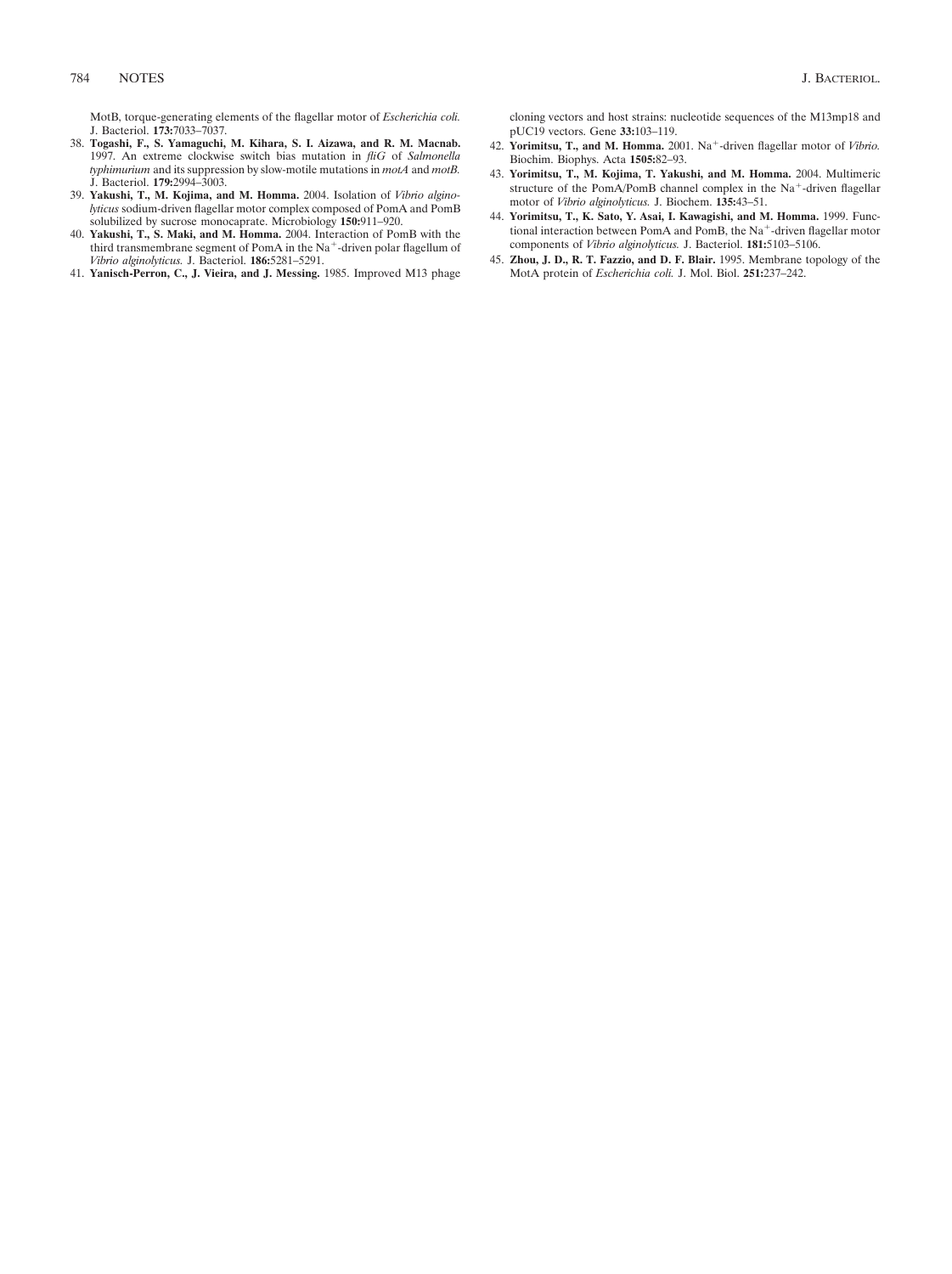MotB, torque-generating elements of the flagellar motor of *Escherichia coli.* J. Bacteriol. **173:**7033–7037.

38. **Togashi, F., S. Yamaguchi, M. Kihara, S. I. Aizawa, and R. M. Macnab.** 1997. An extreme clockwise switch bias mutation in *fliG* of *Salmonella typhimurium* and its suppression by slow-motile mutations in *motA* and *motB.* J. Bacteriol. **179:**2994–3003.
39. **Yakushi, T., M. Kojima, and M. Homma.** 2004. Isolation of *Vibrio alginolyticus* sodium-driven flagellar motor complex composed of PomA and PomB solubilized by sucrose monocaprate. Microbiology **150:**911–920.
40. **Yakushi, T., S. Maki, and M. Homma.** 2004. Interaction of PomB with the third transmembrane segment of PomA in the $Na^+$-driven polar flagellum of *Vibrio alginolyticus.* J. Bacteriol. **186:**5281–5291.
41. **Yanisch-Perron, C., J. Vieira, and J. Messing.** 1985. Improved M13 phage cloning vectors and host strains: nucleotide sequences of the M13mp18 and pUC19 vectors. Gene **33:**103–119.
42. **Yorimitsu, T., and M. Homma.** 2001. $Na^+$-driven flagellar motor of *Vibrio.* Biochim. Biophys. Acta **1505:**82–93.
43. **Yorimitsu, T., M. Kojima, T. Yakushi, and M. Homma.** 2004. Multimeric structure of the PomA/PomB channel complex in the $Na^+$-driven flagellar motor of *Vibrio alginolyticus.* J. Biochem. **135:**43–51.
44. **Yorimitsu, T., K. Sato, Y. Asai, I. Kawagishi, and M. Homma.** 1999. Functional interaction between PomA and PomB, the $Na^+$-driven flagellar motor components of *Vibrio alginolyticus.* J. Bacteriol. **181:**5103–5106.
45. **Zhou, J. D., R. T. Fazzio, and D. F. Blair.** 1995. Membrane topology of the MotA protein of *Escherichia coli.* J. Mol. Biol. **251:**237–242.